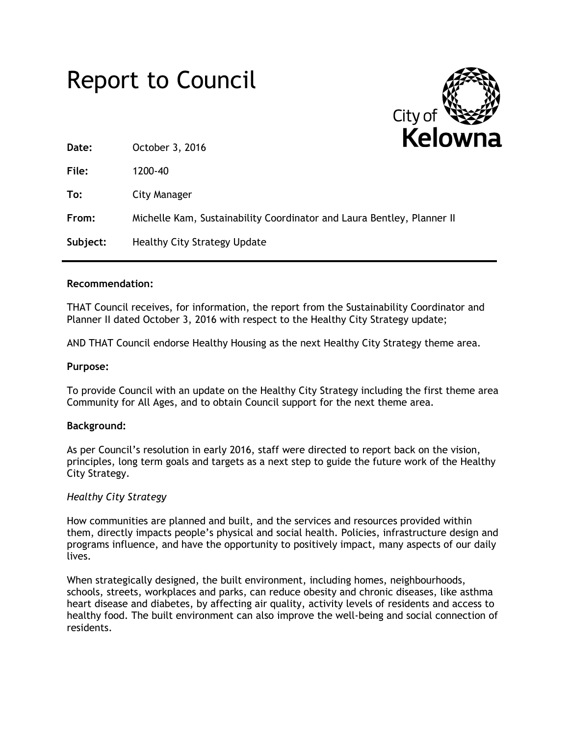# Report to Council

City of Kelowna

| | |
|---|---|
| **Date:** | October 3, 2016 |
| **File:** | 1200-40 |
| **To:** | City Manager |
| **From:** | Michelle Kam, Sustainability Coordinator and Laura Bentley, Planner II |
| **Subject:** | Healthy City Strategy Update |

---

**Recommendation:**

THAT Council receives, for information, the report from the Sustainability Coordinator and Planner II dated October 3, 2016 with respect to the Healthy City Strategy update;

AND THAT Council endorse Healthy Housing as the next Healthy City Strategy theme area.

**Purpose:**

To provide Council with an update on the Healthy City Strategy including the first theme area Community for All Ages, and to obtain Council support for the next theme area.

**Background:**

As per Council's resolution in early 2016, staff were directed to report back on the vision, principles, long term goals and targets as a next step to guide the future work of the Healthy City Strategy.

*Healthy City Strategy*

How communities are planned and built, and the services and resources provided within them, directly impacts people's physical and social health. Policies, infrastructure design and programs influence, and have the opportunity to positively impact, many aspects of our daily lives.

When strategically designed, the built environment, including homes, neighbourhoods, schools, streets, workplaces and parks, can reduce obesity and chronic diseases, like asthma heart disease and diabetes, by affecting air quality, activity levels of residents and access to healthy food. The built environment can also improve the well-being and social connection of residents.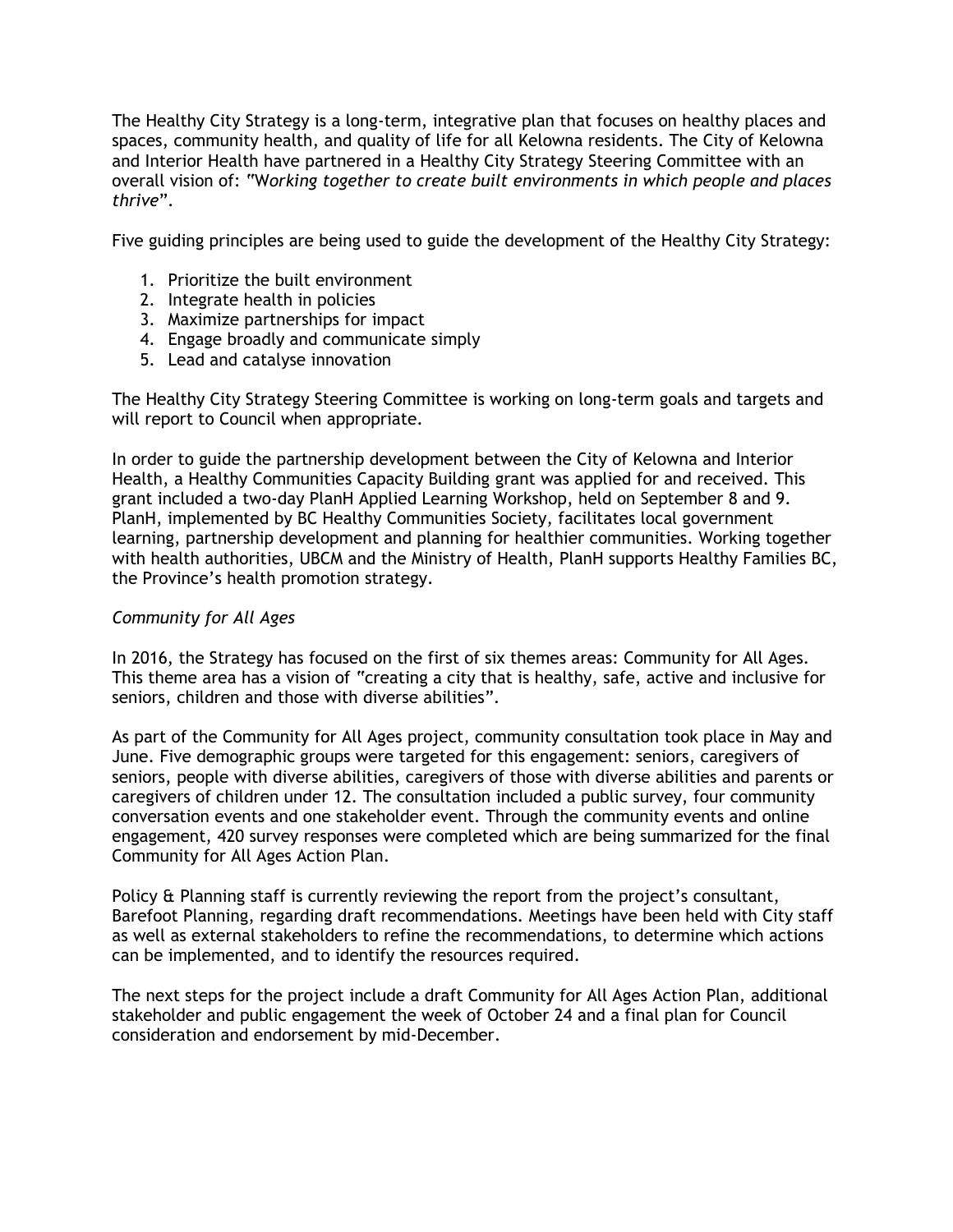The Healthy City Strategy is a long-term, integrative plan that focuses on healthy places and spaces, community health, and quality of life for all Kelowna residents. The City of Kelowna and Interior Health have partnered in a Healthy City Strategy Steering Committee with an overall vision of: "*Working together to create built environments in which people and places thrive*".

Five guiding principles are being used to guide the development of the Healthy City Strategy:

1. Prioritize the built environment
2. Integrate health in policies
3. Maximize partnerships for impact
4. Engage broadly and communicate simply
5. Lead and catalyse innovation

The Healthy City Strategy Steering Committee is working on long-term goals and targets and will report to Council when appropriate.

In order to guide the partnership development between the City of Kelowna and Interior Health, a Healthy Communities Capacity Building grant was applied for and received. This grant included a two-day PlanH Applied Learning Workshop, held on September 8 and 9. PlanH, implemented by BC Healthy Communities Society, facilitates local government learning, partnership development and planning for healthier communities. Working together with health authorities, UBCM and the Ministry of Health, PlanH supports Healthy Families BC, the Province's health promotion strategy.

*Community for All Ages*

In 2016, the Strategy has focused on the first of six themes areas: Community for All Ages. This theme area has a vision of "creating a city that is healthy, safe, active and inclusive for seniors, children and those with diverse abilities".

As part of the Community for All Ages project, community consultation took place in May and June. Five demographic groups were targeted for this engagement: seniors, caregivers of seniors, people with diverse abilities, caregivers of those with diverse abilities and parents or caregivers of children under 12. The consultation included a public survey, four community conversation events and one stakeholder event. Through the community events and online engagement, 420 survey responses were completed which are being summarized for the final Community for All Ages Action Plan.

Policy & Planning staff is currently reviewing the report from the project's consultant, Barefoot Planning, regarding draft recommendations. Meetings have been held with City staff as well as external stakeholders to refine the recommendations, to determine which actions can be implemented, and to identify the resources required.

The next steps for the project include a draft Community for All Ages Action Plan, additional stakeholder and public engagement the week of October 24 and a final plan for Council consideration and endorsement by mid-December.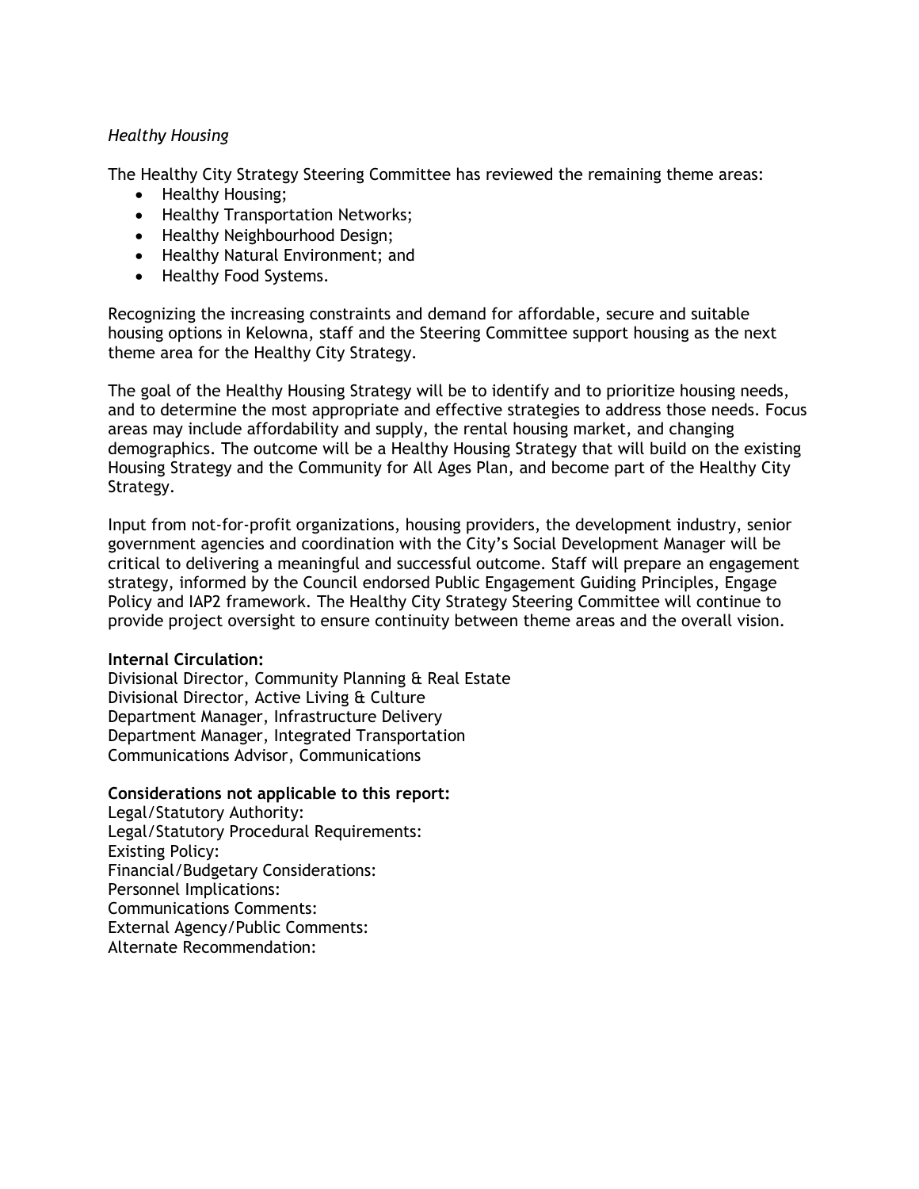*Healthy Housing*

The Healthy City Strategy Steering Committee has reviewed the remaining theme areas:

- Healthy Housing;
- Healthy Transportation Networks;
- Healthy Neighbourhood Design;
- Healthy Natural Environment; and
- Healthy Food Systems.

Recognizing the increasing constraints and demand for affordable, secure and suitable housing options in Kelowna, staff and the Steering Committee support housing as the next theme area for the Healthy City Strategy.

The goal of the Healthy Housing Strategy will be to identify and to prioritize housing needs, and to determine the most appropriate and effective strategies to address those needs. Focus areas may include affordability and supply, the rental housing market, and changing demographics. The outcome will be a Healthy Housing Strategy that will build on the existing Housing Strategy and the Community for All Ages Plan, and become part of the Healthy City Strategy.

Input from not-for-profit organizations, housing providers, the development industry, senior government agencies and coordination with the City's Social Development Manager will be critical to delivering a meaningful and successful outcome. Staff will prepare an engagement strategy, informed by the Council endorsed Public Engagement Guiding Principles, Engage Policy and IAP2 framework. The Healthy City Strategy Steering Committee will continue to provide project oversight to ensure continuity between theme areas and the overall vision.

**Internal Circulation:**
Divisional Director, Community Planning & Real Estate
Divisional Director, Active Living & Culture
Department Manager, Infrastructure Delivery
Department Manager, Integrated Transportation
Communications Advisor, Communications

**Considerations not applicable to this report:**
Legal/Statutory Authority:
Legal/Statutory Procedural Requirements:
Existing Policy:
Financial/Budgetary Considerations:
Personnel Implications:
Communications Comments:
External Agency/Public Comments:
Alternate Recommendation: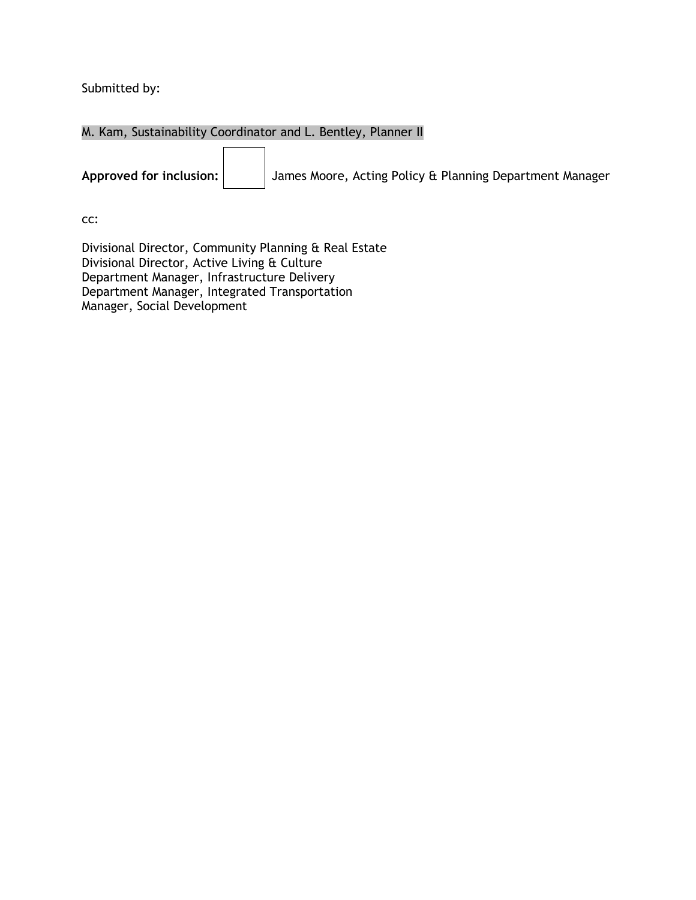Submitted by:

M. Kam, Sustainability Coordinator and L. Bentley, Planner II

**Approved for inclusion:** James Moore, Acting Policy & Planning Department Manager

cc:

Divisional Director, Community Planning & Real Estate
Divisional Director, Active Living & Culture
Department Manager, Infrastructure Delivery
Department Manager, Integrated Transportation
Manager, Social Development